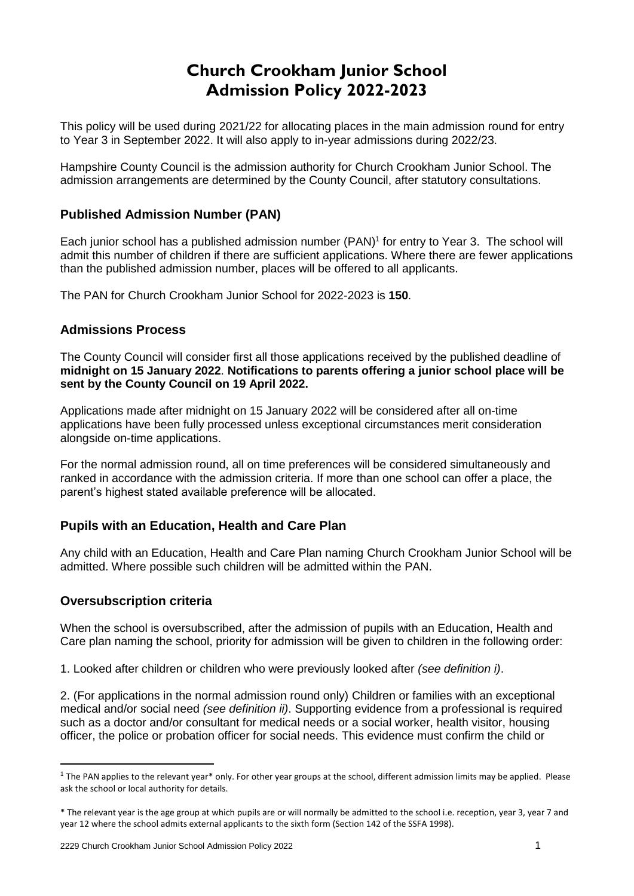# Church Crookham Junior School
# Admission Policy 2022-2023

This policy will be used during 2021/22 for allocating places in the main admission round for entry to Year 3 in September 2022. It will also apply to in-year admissions during 2022/23.

Hampshire County Council is the admission authority for Church Crookham Junior School. The admission arrangements are determined by the County Council, after statutory consultations.

## Published Admission Number (PAN)

Each junior school has a published admission number (PAN)[1] for entry to Year 3. The school will admit this number of children if there are sufficient applications. Where there are fewer applications than the published admission number, places will be offered to all applicants.

The PAN for Church Crookham Junior School for 2022-2023 is **150**.

## Admissions Process

The County Council will consider first all those applications received by the published deadline of **midnight on 15 January 2022**. **Notifications to parents offering a junior school place will be sent by the County Council on 19 April 2022.**

Applications made after midnight on 15 January 2022 will be considered after all on-time applications have been fully processed unless exceptional circumstances merit consideration alongside on-time applications.

For the normal admission round, all on time preferences will be considered simultaneously and ranked in accordance with the admission criteria. If more than one school can offer a place, the parent's highest stated available preference will be allocated.

## Pupils with an Education, Health and Care Plan

Any child with an Education, Health and Care Plan naming Church Crookham Junior School will be admitted. Where possible such children will be admitted within the PAN.

## Oversubscription criteria

When the school is oversubscribed, after the admission of pupils with an Education, Health and Care plan naming the school, priority for admission will be given to children in the following order:

1. Looked after children or children who were previously looked after *(see definition i)*.

2. (For applications in the normal admission round only) Children or families with an exceptional medical and/or social need *(see definition ii)*. Supporting evidence from a professional is required such as a doctor and/or consultant for medical needs or a social worker, health visitor, housing officer, the police or probation officer for social needs. This evidence must confirm the child or

---

[1] The PAN applies to the relevant year* only. For other year groups at the school, different admission limits may be applied. Please ask the school or local authority for details.

* The relevant year is the age group at which pupils are or will normally be admitted to the school i.e. reception, year 3, year 7 and year 12 where the school admits external applicants to the sixth form (Section 142 of the SSFA 1998).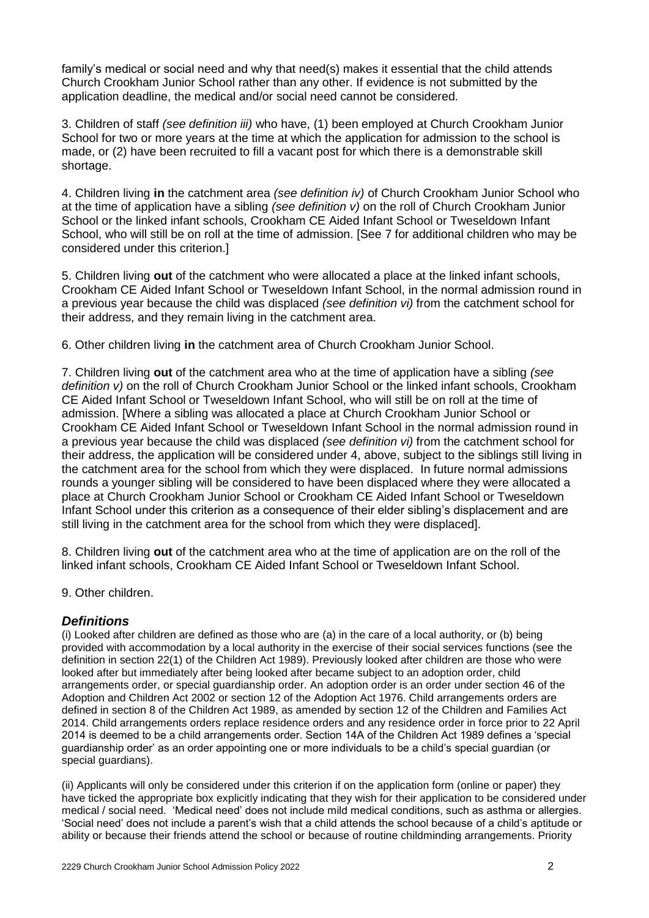family's medical or social need and why that need(s) makes it essential that the child attends Church Crookham Junior School rather than any other. If evidence is not submitted by the application deadline, the medical and/or social need cannot be considered.

3. Children of staff *(see definition iii)* who have, (1) been employed at Church Crookham Junior School for two or more years at the time at which the application for admission to the school is made, or (2) have been recruited to fill a vacant post for which there is a demonstrable skill shortage.

4. Children living **in** the catchment area *(see definition iv)* of Church Crookham Junior School who at the time of application have a sibling *(see definition v)* on the roll of Church Crookham Junior School or the linked infant schools, Crookham CE Aided Infant School or Tweseldown Infant School, who will still be on roll at the time of admission. [See 7 for additional children who may be considered under this criterion.]

5. Children living **out** of the catchment who were allocated a place at the linked infant schools, Crookham CE Aided Infant School or Tweseldown Infant School, in the normal admission round in a previous year because the child was displaced *(see definition vi)* from the catchment school for their address, and they remain living in the catchment area.

6. Other children living **in** the catchment area of Church Crookham Junior School.

7. Children living **out** of the catchment area who at the time of application have a sibling *(see definition v)* on the roll of Church Crookham Junior School or the linked infant schools, Crookham CE Aided Infant School or Tweseldown Infant School, who will still be on roll at the time of admission. [Where a sibling was allocated a place at Church Crookham Junior School or Crookham CE Aided Infant School or Tweseldown Infant School in the normal admission round in a previous year because the child was displaced *(see definition vi)* from the catchment school for their address, the application will be considered under 4, above, subject to the siblings still living in the catchment area for the school from which they were displaced. In future normal admissions rounds a younger sibling will be considered to have been displaced where they were allocated a place at Church Crookham Junior School or Crookham CE Aided Infant School or Tweseldown Infant School under this criterion as a consequence of their elder sibling's displacement and are still living in the catchment area for the school from which they were displaced].

8. Children living **out** of the catchment area who at the time of application are on the roll of the linked infant schools, Crookham CE Aided Infant School or Tweseldown Infant School.

9. Other children.

## *Definitions*

(i) Looked after children are defined as those who are (a) in the care of a local authority, or (b) being provided with accommodation by a local authority in the exercise of their social services functions (see the definition in section 22(1) of the Children Act 1989). Previously looked after children are those who were looked after but immediately after being looked after became subject to an adoption order, child arrangements order, or special guardianship order. An adoption order is an order under section 46 of the Adoption and Children Act 2002 or section 12 of the Adoption Act 1976. Child arrangements orders are defined in section 8 of the Children Act 1989, as amended by section 12 of the Children and Families Act 2014. Child arrangements orders replace residence orders and any residence order in force prior to 22 April 2014 is deemed to be a child arrangements order. Section 14A of the Children Act 1989 defines a 'special guardianship order' as an order appointing one or more individuals to be a child's special guardian (or special guardians).

(ii) Applicants will only be considered under this criterion if on the application form (online or paper) they have ticked the appropriate box explicitly indicating that they wish for their application to be considered under medical / social need. 'Medical need' does not include mild medical conditions, such as asthma or allergies. 'Social need' does not include a parent's wish that a child attends the school because of a child's aptitude or ability or because their friends attend the school or because of routine childminding arrangements. Priority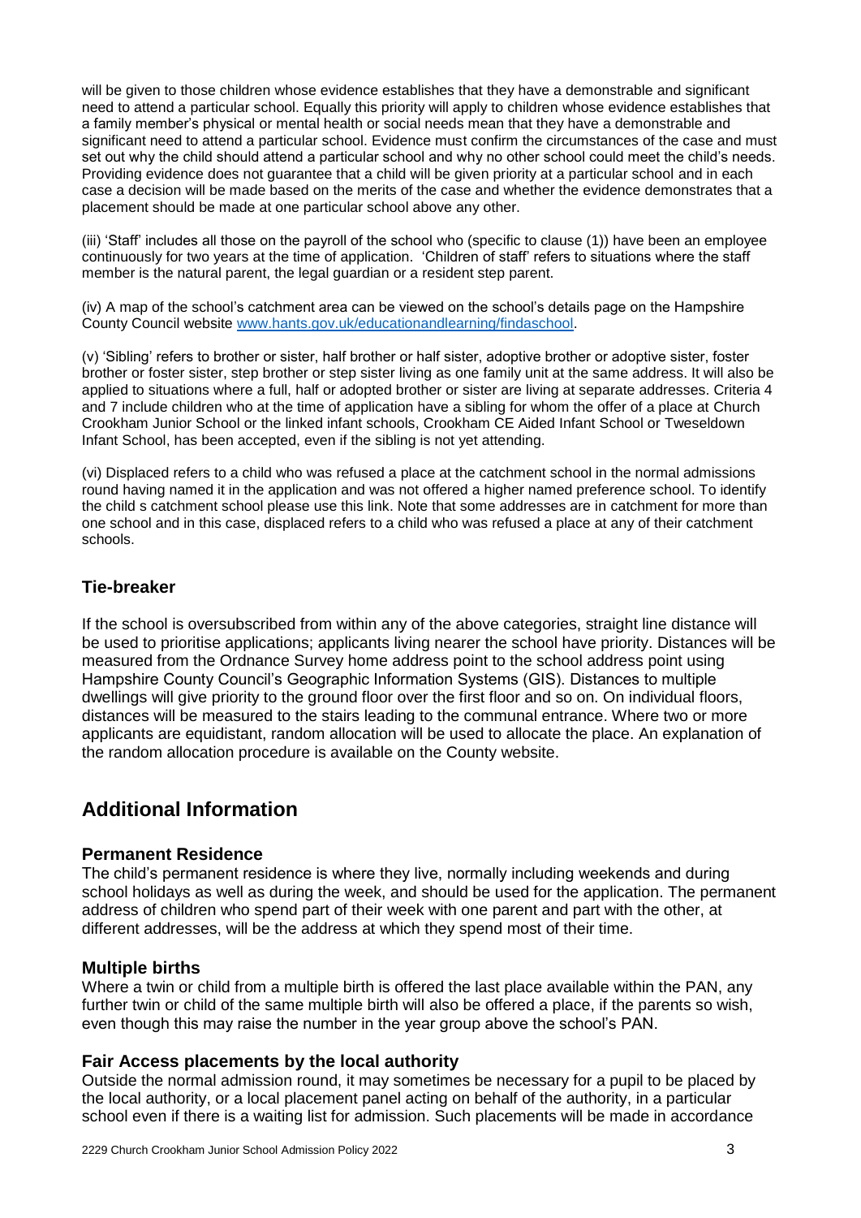will be given to those children whose evidence establishes that they have a demonstrable and significant need to attend a particular school. Equally this priority will apply to children whose evidence establishes that a family member's physical or mental health or social needs mean that they have a demonstrable and significant need to attend a particular school. Evidence must confirm the circumstances of the case and must set out why the child should attend a particular school and why no other school could meet the child's needs. Providing evidence does not guarantee that a child will be given priority at a particular school and in each case a decision will be made based on the merits of the case and whether the evidence demonstrates that a placement should be made at one particular school above any other.

(iii) 'Staff' includes all those on the payroll of the school who (specific to clause (1)) have been an employee continuously for two years at the time of application. 'Children of staff' refers to situations where the staff member is the natural parent, the legal guardian or a resident step parent.

(iv) A map of the school's catchment area can be viewed on the school's details page on the Hampshire County Council website www.hants.gov.uk/educationandlearning/findaschool.

(v) 'Sibling' refers to brother or sister, half brother or half sister, adoptive brother or adoptive sister, foster brother or foster sister, step brother or step sister living as one family unit at the same address. It will also be applied to situations where a full, half or adopted brother or sister are living at separate addresses. Criteria 4 and 7 include children who at the time of application have a sibling for whom the offer of a place at Church Crookham Junior School or the linked infant schools, Crookham CE Aided Infant School or Tweseldown Infant School, has been accepted, even if the sibling is not yet attending.

(vi) Displaced refers to a child who was refused a place at the catchment school in the normal admissions round having named it in the application and was not offered a higher named preference school. To identify the child s catchment school please use this link. Note that some addresses are in catchment for more than one school and in this case, displaced refers to a child who was refused a place at any of their catchment schools.

### Tie-breaker

If the school is oversubscribed from within any of the above categories, straight line distance will be used to prioritise applications; applicants living nearer the school have priority. Distances will be measured from the Ordnance Survey home address point to the school address point using Hampshire County Council's Geographic Information Systems (GIS). Distances to multiple dwellings will give priority to the ground floor over the first floor and so on. On individual floors, distances will be measured to the stairs leading to the communal entrance. Where two or more applicants are equidistant, random allocation will be used to allocate the place. An explanation of the random allocation procedure is available on the County website.

## Additional Information

### Permanent Residence

The child's permanent residence is where they live, normally including weekends and during school holidays as well as during the week, and should be used for the application. The permanent address of children who spend part of their week with one parent and part with the other, at different addresses, will be the address at which they spend most of their time.

### Multiple births

Where a twin or child from a multiple birth is offered the last place available within the PAN, any further twin or child of the same multiple birth will also be offered a place, if the parents so wish, even though this may raise the number in the year group above the school's PAN.

### Fair Access placements by the local authority

Outside the normal admission round, it may sometimes be necessary for a pupil to be placed by the local authority, or a local placement panel acting on behalf of the authority, in a particular school even if there is a waiting list for admission. Such placements will be made in accordance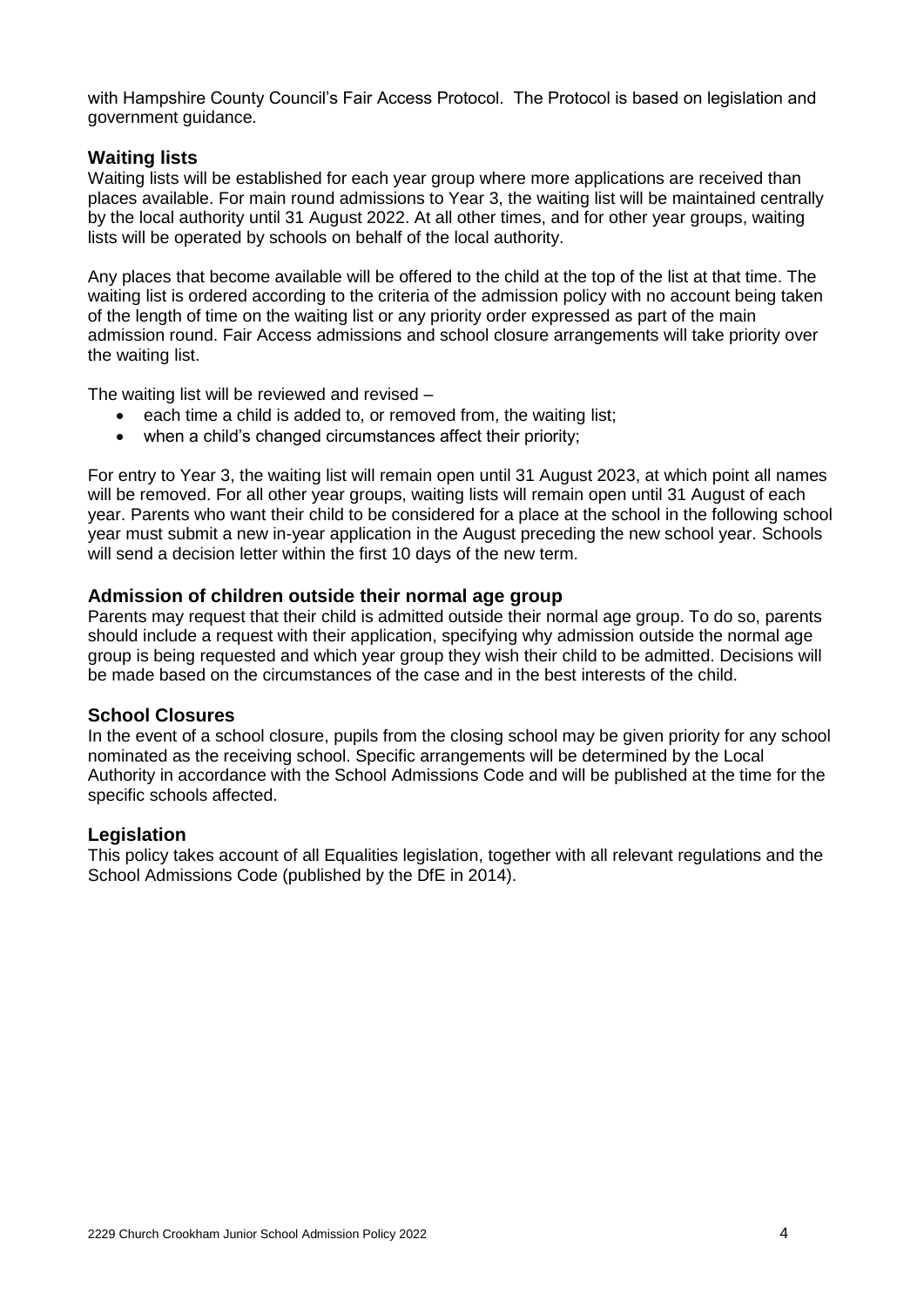with Hampshire County Council's Fair Access Protocol. The Protocol is based on legislation and government guidance.

## Waiting lists

Waiting lists will be established for each year group where more applications are received than places available. For main round admissions to Year 3, the waiting list will be maintained centrally by the local authority until 31 August 2022. At all other times, and for other year groups, waiting lists will be operated by schools on behalf of the local authority.

Any places that become available will be offered to the child at the top of the list at that time. The waiting list is ordered according to the criteria of the admission policy with no account being taken of the length of time on the waiting list or any priority order expressed as part of the main admission round. Fair Access admissions and school closure arrangements will take priority over the waiting list.

The waiting list will be reviewed and revised –

- each time a child is added to, or removed from, the waiting list;
- when a child's changed circumstances affect their priority;

For entry to Year 3, the waiting list will remain open until 31 August 2023, at which point all names will be removed. For all other year groups, waiting lists will remain open until 31 August of each year. Parents who want their child to be considered for a place at the school in the following school year must submit a new in-year application in the August preceding the new school year. Schools will send a decision letter within the first 10 days of the new term.

## Admission of children outside their normal age group

Parents may request that their child is admitted outside their normal age group. To do so, parents should include a request with their application, specifying why admission outside the normal age group is being requested and which year group they wish their child to be admitted. Decisions will be made based on the circumstances of the case and in the best interests of the child.

## School Closures

In the event of a school closure, pupils from the closing school may be given priority for any school nominated as the receiving school. Specific arrangements will be determined by the Local Authority in accordance with the School Admissions Code and will be published at the time for the specific schools affected.

## Legislation

This policy takes account of all Equalities legislation, together with all relevant regulations and the School Admissions Code (published by the DfE in 2014).